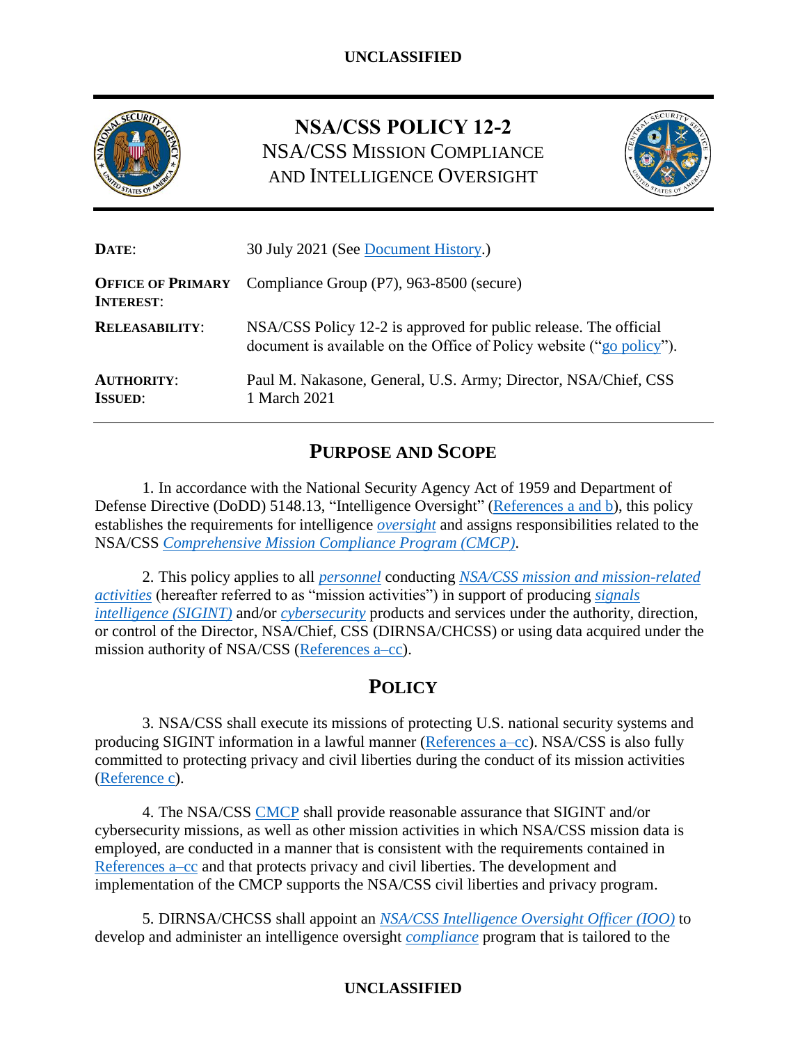# NSA/CSS POLICY 12-2

## NSA/CSS MISSION COMPLIANCE AND INTELLIGENCE OVERSIGHT

| | |
|---|---|
| **DATE**: | 30 July 2021 (See Document History.) |
| **OFFICE OF PRIMARY INTEREST**: | Compliance Group (P7), 963-8500 (secure) |
| **RELEASABILITY**: | NSA/CSS Policy 12-2 is approved for public release. The official document is available on the Office of Policy website ("go policy"). |
| **AUTHORITY**: | Paul M. Nakasone, General, U.S. Army; Director, NSA/Chief, CSS |
| **ISSUED**: | 1 March 2021 |

## PURPOSE AND SCOPE

1. In accordance with the National Security Agency Act of 1959 and Department of Defense Directive (DoDD) 5148.13, "Intelligence Oversight" (References a and b), this policy establishes the requirements for intelligence *oversight* and assigns responsibilities related to the NSA/CSS *Comprehensive Mission Compliance Program (CMCP)*.

2. This policy applies to all *personnel* conducting *NSA/CSS mission and mission-related activities* (hereafter referred to as "mission activities") in support of producing *signals intelligence (SIGINT)* and/or *cybersecurity* products and services under the authority, direction, or control of the Director, NSA/Chief, CSS (DIRNSA/CHCSS) or using data acquired under the mission authority of NSA/CSS (References a–cc).

## POLICY

3. NSA/CSS shall execute its missions of protecting U.S. national security systems and producing SIGINT information in a lawful manner (References a–cc). NSA/CSS is also fully committed to protecting privacy and civil liberties during the conduct of its mission activities (Reference c).

4. The NSA/CSS CMCP shall provide reasonable assurance that SIGINT and/or cybersecurity missions, as well as other mission activities in which NSA/CSS mission data is employed, are conducted in a manner that is consistent with the requirements contained in References a–cc and that protects privacy and civil liberties. The development and implementation of the CMCP supports the NSA/CSS civil liberties and privacy program.

5. DIRNSA/CHCSS shall appoint an *NSA/CSS Intelligence Oversight Officer (IOO)* to develop and administer an intelligence oversight *compliance* program that is tailored to the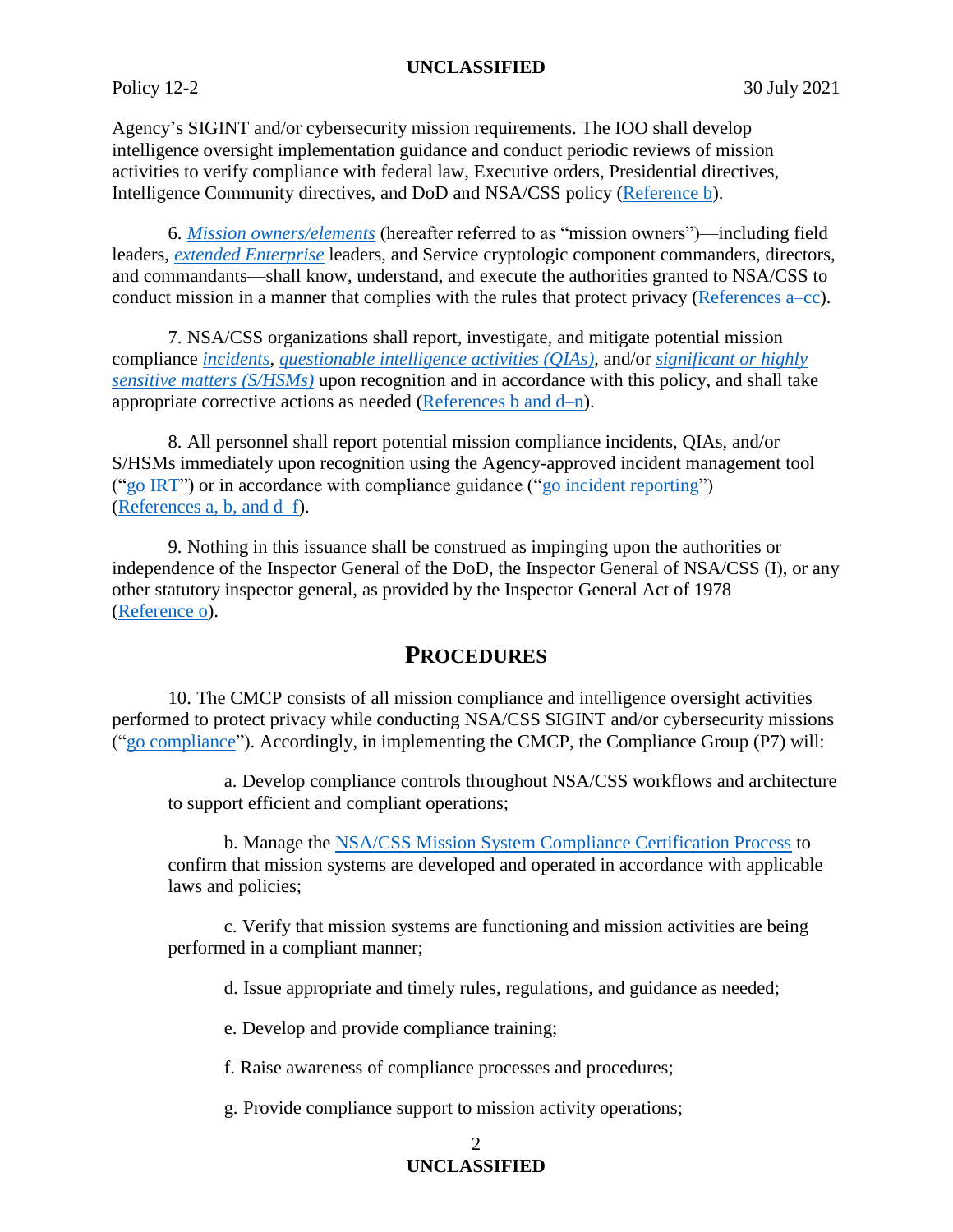Agency's SIGINT and/or cybersecurity mission requirements. The IOO shall develop intelligence oversight implementation guidance and conduct periodic reviews of mission activities to verify compliance with federal law, Executive orders, Presidential directives, Intelligence Community directives, and DoD and NSA/CSS policy (Reference b).

6. *Mission owners/elements* (hereafter referred to as "mission owners")—including field leaders, *extended Enterprise* leaders, and Service cryptologic component commanders, directors, and commandants—shall know, understand, and execute the authorities granted to NSA/CSS to conduct mission in a manner that complies with the rules that protect privacy (References a–cc).

7. NSA/CSS organizations shall report, investigate, and mitigate potential mission compliance *incidents*, *questionable intelligence activities (QIAs)*, and/or *significant or highly sensitive matters (S/HSMs)* upon recognition and in accordance with this policy, and shall take appropriate corrective actions as needed (References b and d–n).

8. All personnel shall report potential mission compliance incidents, QIAs, and/or S/HSMs immediately upon recognition using the Agency-approved incident management tool ("go IRT") or in accordance with compliance guidance ("go incident reporting") (References a, b, and d–f).

9. Nothing in this issuance shall be construed as impinging upon the authorities or independence of the Inspector General of the DoD, the Inspector General of NSA/CSS (I), or any other statutory inspector general, as provided by the Inspector General Act of 1978 (Reference o).

## PROCEDURES

10. The CMCP consists of all mission compliance and intelligence oversight activities performed to protect privacy while conducting NSA/CSS SIGINT and/or cybersecurity missions ("go compliance"). Accordingly, in implementing the CMCP, the Compliance Group (P7) will:

a. Develop compliance controls throughout NSA/CSS workflows and architecture to support efficient and compliant operations;

b. Manage the NSA/CSS Mission System Compliance Certification Process to confirm that mission systems are developed and operated in accordance with applicable laws and policies;

c. Verify that mission systems are functioning and mission activities are being performed in a compliant manner;

d. Issue appropriate and timely rules, regulations, and guidance as needed;

e. Develop and provide compliance training;

f. Raise awareness of compliance processes and procedures;

g. Provide compliance support to mission activity operations;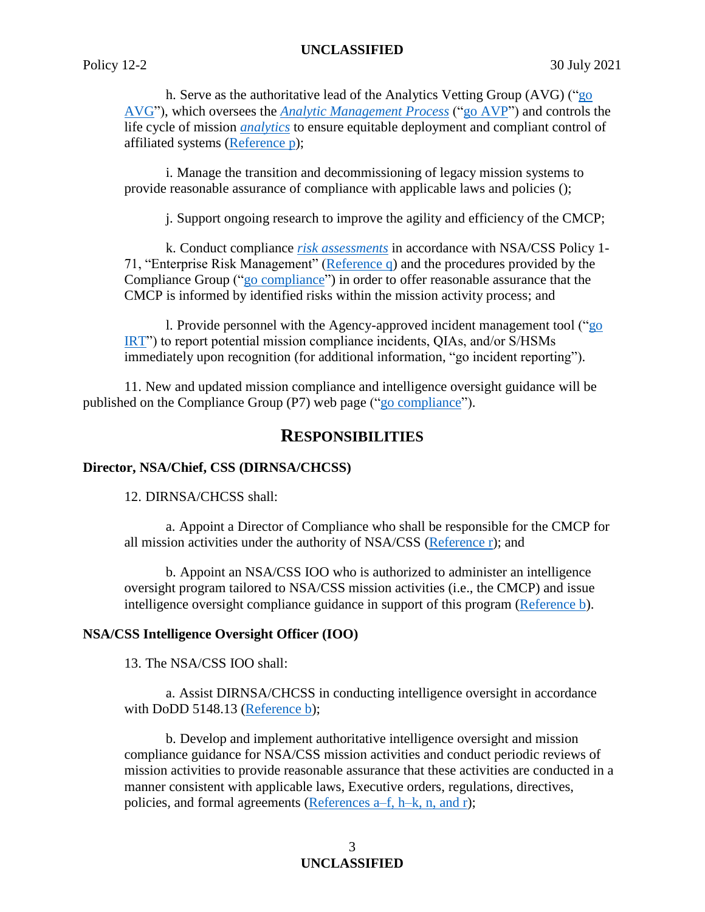h. Serve as the authoritative lead of the Analytics Vetting Group (AVG) ("go AVG"), which oversees the *Analytic Management Process* ("go AVP") and controls the life cycle of mission *analytics* to ensure equitable deployment and compliant control of affiliated systems (Reference p);

i. Manage the transition and decommissioning of legacy mission systems to provide reasonable assurance of compliance with applicable laws and policies ();

j. Support ongoing research to improve the agility and efficiency of the CMCP;

k. Conduct compliance *risk assessments* in accordance with NSA/CSS Policy 1-71, "Enterprise Risk Management" (Reference q) and the procedures provided by the Compliance Group ("go compliance") in order to offer reasonable assurance that the CMCP is informed by identified risks within the mission activity process; and

l. Provide personnel with the Agency-approved incident management tool ("go IRT") to report potential mission compliance incidents, QIAs, and/or S/HSMs immediately upon recognition (for additional information, "go incident reporting").

11. New and updated mission compliance and intelligence oversight guidance will be published on the Compliance Group (P7) web page ("go compliance").

## RESPONSIBILITIES

### Director, NSA/Chief, CSS (DIRNSA/CHCSS)

12. DIRNSA/CHCSS shall:

a. Appoint a Director of Compliance who shall be responsible for the CMCP for all mission activities under the authority of NSA/CSS (Reference r); and

b. Appoint an NSA/CSS IOO who is authorized to administer an intelligence oversight program tailored to NSA/CSS mission activities (i.e., the CMCP) and issue intelligence oversight compliance guidance in support of this program (Reference b).

### NSA/CSS Intelligence Oversight Officer (IOO)

13. The NSA/CSS IOO shall:

a. Assist DIRNSA/CHCSS in conducting intelligence oversight in accordance with DoDD 5148.13 (Reference b);

b. Develop and implement authoritative intelligence oversight and mission compliance guidance for NSA/CSS mission activities and conduct periodic reviews of mission activities to provide reasonable assurance that these activities are conducted in a manner consistent with applicable laws, Executive orders, regulations, directives, policies, and formal agreements (References a–f, h–k, n, and r);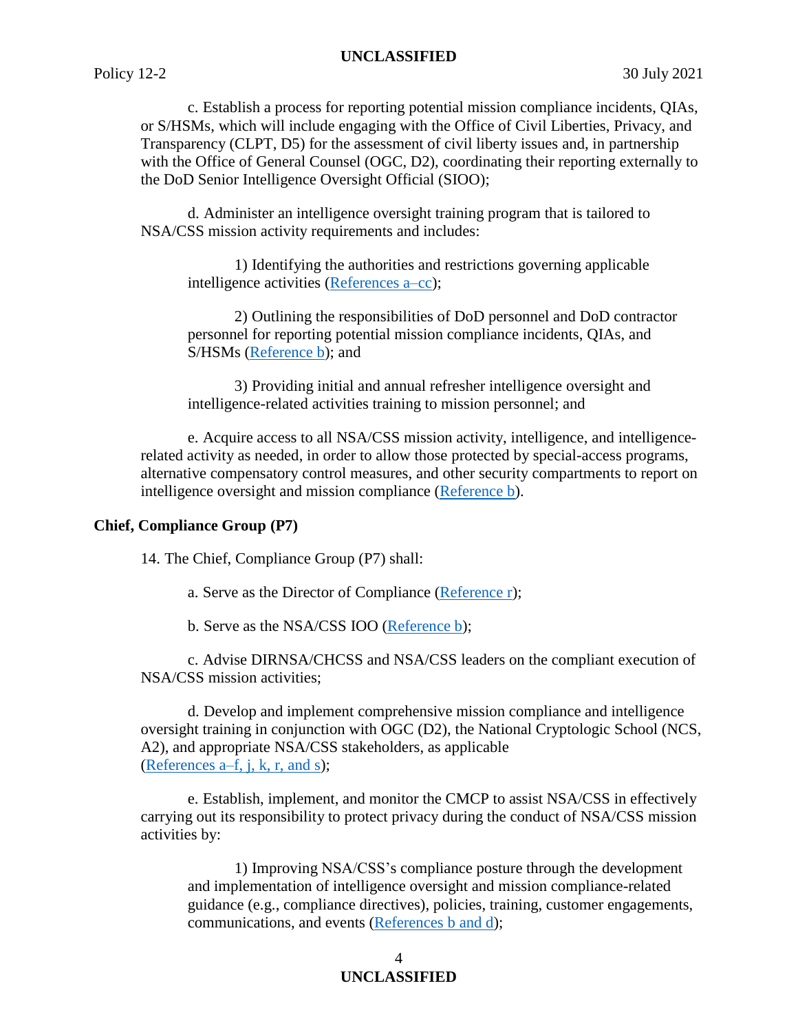c. Establish a process for reporting potential mission compliance incidents, QIAs, or S/HSMs, which will include engaging with the Office of Civil Liberties, Privacy, and Transparency (CLPT, D5) for the assessment of civil liberty issues and, in partnership with the Office of General Counsel (OGC, D2), coordinating their reporting externally to the DoD Senior Intelligence Oversight Official (SIOO);

d. Administer an intelligence oversight training program that is tailored to NSA/CSS mission activity requirements and includes:

1) Identifying the authorities and restrictions governing applicable intelligence activities (References a–cc);

2) Outlining the responsibilities of DoD personnel and DoD contractor personnel for reporting potential mission compliance incidents, QIAs, and S/HSMs (Reference b); and

3) Providing initial and annual refresher intelligence oversight and intelligence-related activities training to mission personnel; and

e. Acquire access to all NSA/CSS mission activity, intelligence, and intelligence-related activity as needed, in order to allow those protected by special-access programs, alternative compensatory control measures, and other security compartments to report on intelligence oversight and mission compliance (Reference b).

### Chief, Compliance Group (P7)

14. The Chief, Compliance Group (P7) shall:

a. Serve as the Director of Compliance (Reference r);

b. Serve as the NSA/CSS IOO (Reference b);

c. Advise DIRNSA/CHCSS and NSA/CSS leaders on the compliant execution of NSA/CSS mission activities;

d. Develop and implement comprehensive mission compliance and intelligence oversight training in conjunction with OGC (D2), the National Cryptologic School (NCS, A2), and appropriate NSA/CSS stakeholders, as applicable (References a–f, j, k, r, and s);

e. Establish, implement, and monitor the CMCP to assist NSA/CSS in effectively carrying out its responsibility to protect privacy during the conduct of NSA/CSS mission activities by:

1) Improving NSA/CSS's compliance posture through the development and implementation of intelligence oversight and mission compliance-related guidance (e.g., compliance directives), policies, training, customer engagements, communications, and events (References b and d);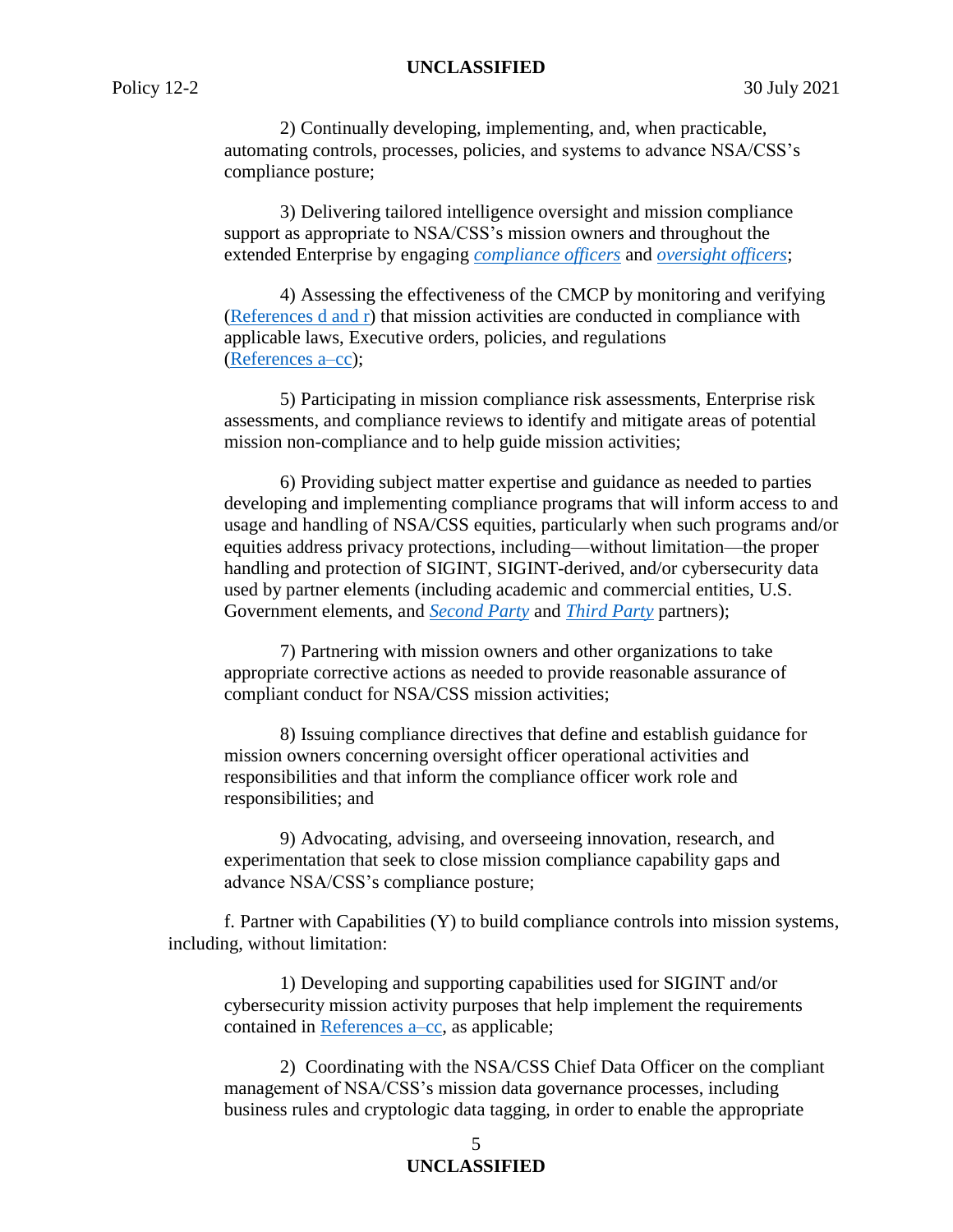2) Continually developing, implementing, and, when practicable, automating controls, processes, policies, and systems to advance NSA/CSS's compliance posture;

3) Delivering tailored intelligence oversight and mission compliance support as appropriate to NSA/CSS's mission owners and throughout the extended Enterprise by engaging *compliance officers* and *oversight officers*;

4) Assessing the effectiveness of the CMCP by monitoring and verifying (References d and r) that mission activities are conducted in compliance with applicable laws, Executive orders, policies, and regulations (References a–cc);

5) Participating in mission compliance risk assessments, Enterprise risk assessments, and compliance reviews to identify and mitigate areas of potential mission non-compliance and to help guide mission activities;

6) Providing subject matter expertise and guidance as needed to parties developing and implementing compliance programs that will inform access to and usage and handling of NSA/CSS equities, particularly when such programs and/or equities address privacy protections, including—without limitation—the proper handling and protection of SIGINT, SIGINT-derived, and/or cybersecurity data used by partner elements (including academic and commercial entities, U.S. Government elements, and *Second Party* and *Third Party* partners);

7) Partnering with mission owners and other organizations to take appropriate corrective actions as needed to provide reasonable assurance of compliant conduct for NSA/CSS mission activities;

8) Issuing compliance directives that define and establish guidance for mission owners concerning oversight officer operational activities and responsibilities and that inform the compliance officer work role and responsibilities; and

9) Advocating, advising, and overseeing innovation, research, and experimentation that seek to close mission compliance capability gaps and advance NSA/CSS's compliance posture;

f. Partner with Capabilities (Y) to build compliance controls into mission systems, including, without limitation:

1) Developing and supporting capabilities used for SIGINT and/or cybersecurity mission activity purposes that help implement the requirements contained in References a–cc, as applicable;

2) Coordinating with the NSA/CSS Chief Data Officer on the compliant management of NSA/CSS's mission data governance processes, including business rules and cryptologic data tagging, in order to enable the appropriate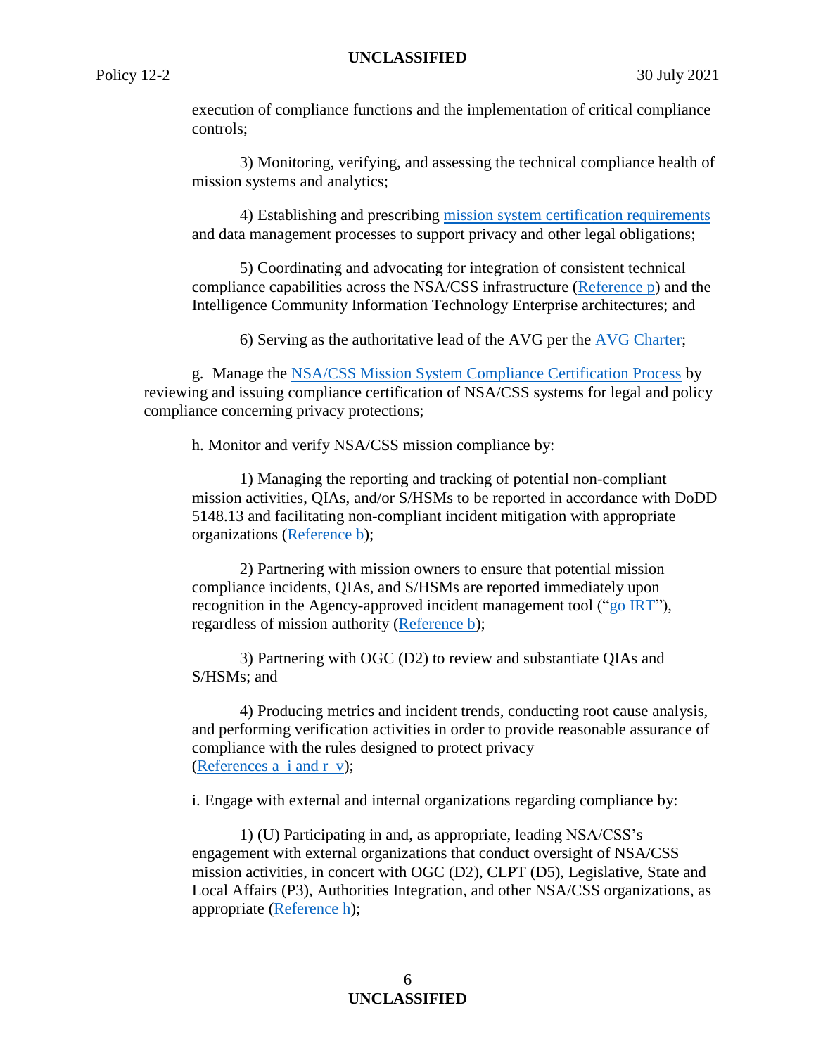execution of compliance functions and the implementation of critical compliance controls;

3) Monitoring, verifying, and assessing the technical compliance health of mission systems and analytics;

4) Establishing and prescribing mission system certification requirements and data management processes to support privacy and other legal obligations;

5) Coordinating and advocating for integration of consistent technical compliance capabilities across the NSA/CSS infrastructure (Reference p) and the Intelligence Community Information Technology Enterprise architectures; and

6) Serving as the authoritative lead of the AVG per the AVG Charter;

g. Manage the NSA/CSS Mission System Compliance Certification Process by reviewing and issuing compliance certification of NSA/CSS systems for legal and policy compliance concerning privacy protections;

h. Monitor and verify NSA/CSS mission compliance by:

1) Managing the reporting and tracking of potential non-compliant mission activities, QIAs, and/or S/HSMs to be reported in accordance with DoDD 5148.13 and facilitating non-compliant incident mitigation with appropriate organizations (Reference b);

2) Partnering with mission owners to ensure that potential mission compliance incidents, QIAs, and S/HSMs are reported immediately upon recognition in the Agency-approved incident management tool ("go IRT"), regardless of mission authority (Reference b);

3) Partnering with OGC (D2) to review and substantiate QIAs and S/HSMs; and

4) Producing metrics and incident trends, conducting root cause analysis, and performing verification activities in order to provide reasonable assurance of compliance with the rules designed to protect privacy (References a–i and r–v);

i. Engage with external and internal organizations regarding compliance by:

1) (U) Participating in and, as appropriate, leading NSA/CSS's engagement with external organizations that conduct oversight of NSA/CSS mission activities, in concert with OGC (D2), CLPT (D5), Legislative, State and Local Affairs (P3), Authorities Integration, and other NSA/CSS organizations, as appropriate (Reference h);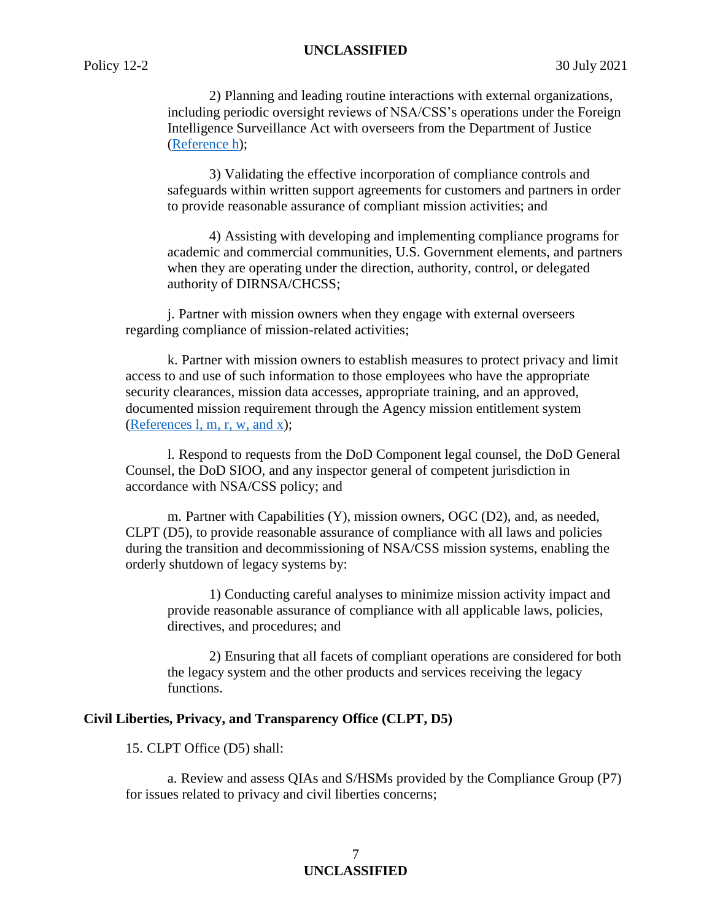2) Planning and leading routine interactions with external organizations, including periodic oversight reviews of NSA/CSS's operations under the Foreign Intelligence Surveillance Act with overseers from the Department of Justice (Reference h);

3) Validating the effective incorporation of compliance controls and safeguards within written support agreements for customers and partners in order to provide reasonable assurance of compliant mission activities; and

4) Assisting with developing and implementing compliance programs for academic and commercial communities, U.S. Government elements, and partners when they are operating under the direction, authority, control, or delegated authority of DIRNSA/CHCSS;

j. Partner with mission owners when they engage with external overseers regarding compliance of mission-related activities;

k. Partner with mission owners to establish measures to protect privacy and limit access to and use of such information to those employees who have the appropriate security clearances, mission data accesses, appropriate training, and an approved, documented mission requirement through the Agency mission entitlement system (References l, m, r, w, and x);

l. Respond to requests from the DoD Component legal counsel, the DoD General Counsel, the DoD SIOO, and any inspector general of competent jurisdiction in accordance with NSA/CSS policy; and

m. Partner with Capabilities (Y), mission owners, OGC (D2), and, as needed, CLPT (D5), to provide reasonable assurance of compliance with all laws and policies during the transition and decommissioning of NSA/CSS mission systems, enabling the orderly shutdown of legacy systems by:

1) Conducting careful analyses to minimize mission activity impact and provide reasonable assurance of compliance with all applicable laws, policies, directives, and procedures; and

2) Ensuring that all facets of compliant operations are considered for both the legacy system and the other products and services receiving the legacy functions.

**Civil Liberties, Privacy, and Transparency Office (CLPT, D5)**

15. CLPT Office (D5) shall:

a. Review and assess QIAs and S/HSMs provided by the Compliance Group (P7) for issues related to privacy and civil liberties concerns;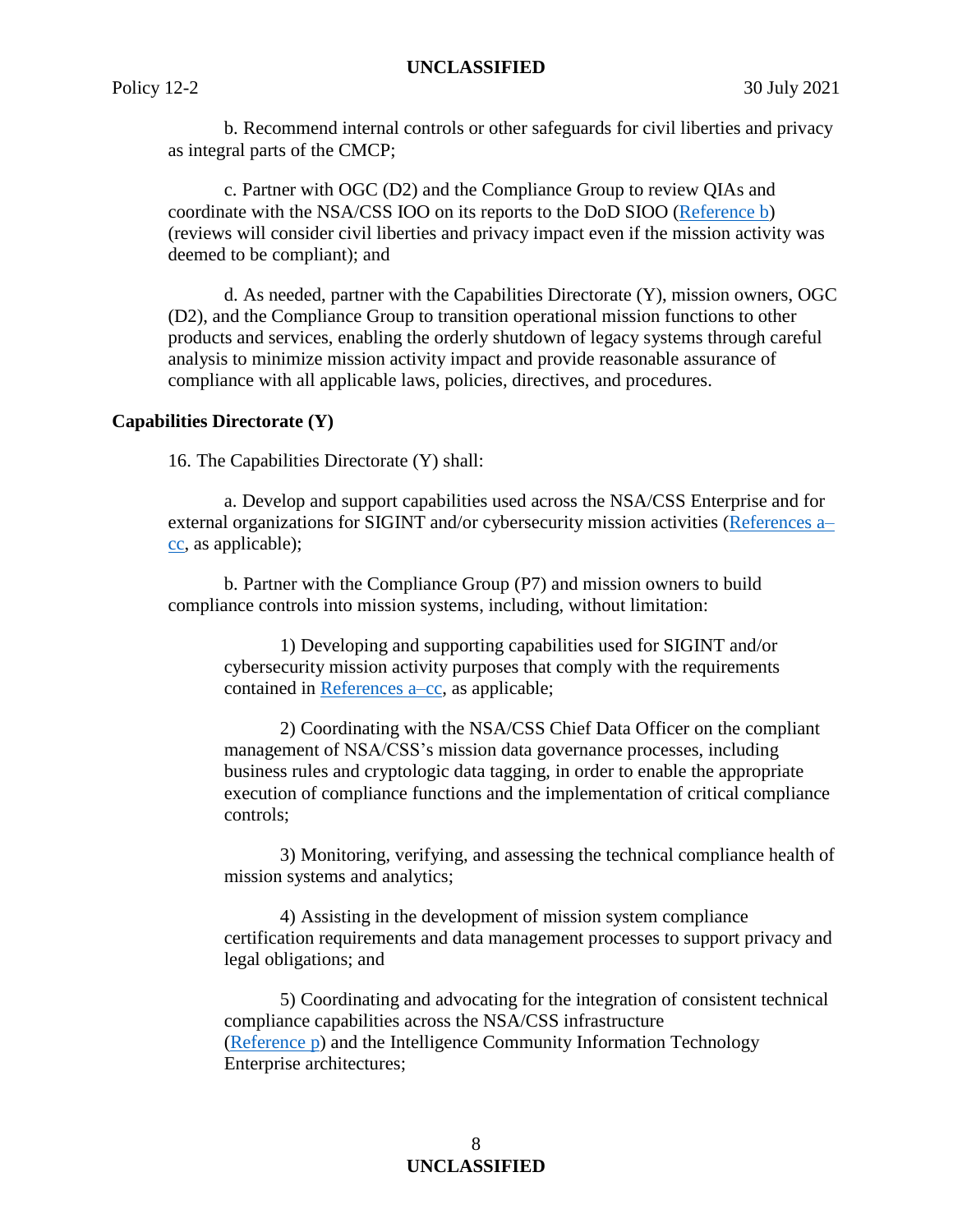b. Recommend internal controls or other safeguards for civil liberties and privacy as integral parts of the CMCP;

c. Partner with OGC (D2) and the Compliance Group to review QIAs and coordinate with the NSA/CSS IOO on its reports to the DoD SIOO (Reference b) (reviews will consider civil liberties and privacy impact even if the mission activity was deemed to be compliant); and

d. As needed, partner with the Capabilities Directorate (Y), mission owners, OGC (D2), and the Compliance Group to transition operational mission functions to other products and services, enabling the orderly shutdown of legacy systems through careful analysis to minimize mission activity impact and provide reasonable assurance of compliance with all applicable laws, policies, directives, and procedures.

**Capabilities Directorate (Y)**

16. The Capabilities Directorate (Y) shall:

a. Develop and support capabilities used across the NSA/CSS Enterprise and for external organizations for SIGINT and/or cybersecurity mission activities (References a–cc, as applicable);

b. Partner with the Compliance Group (P7) and mission owners to build compliance controls into mission systems, including, without limitation:

1) Developing and supporting capabilities used for SIGINT and/or cybersecurity mission activity purposes that comply with the requirements contained in References a–cc, as applicable;

2) Coordinating with the NSA/CSS Chief Data Officer on the compliant management of NSA/CSS's mission data governance processes, including business rules and cryptologic data tagging, in order to enable the appropriate execution of compliance functions and the implementation of critical compliance controls;

3) Monitoring, verifying, and assessing the technical compliance health of mission systems and analytics;

4) Assisting in the development of mission system compliance certification requirements and data management processes to support privacy and legal obligations; and

5) Coordinating and advocating for the integration of consistent technical compliance capabilities across the NSA/CSS infrastructure (Reference p) and the Intelligence Community Information Technology Enterprise architectures;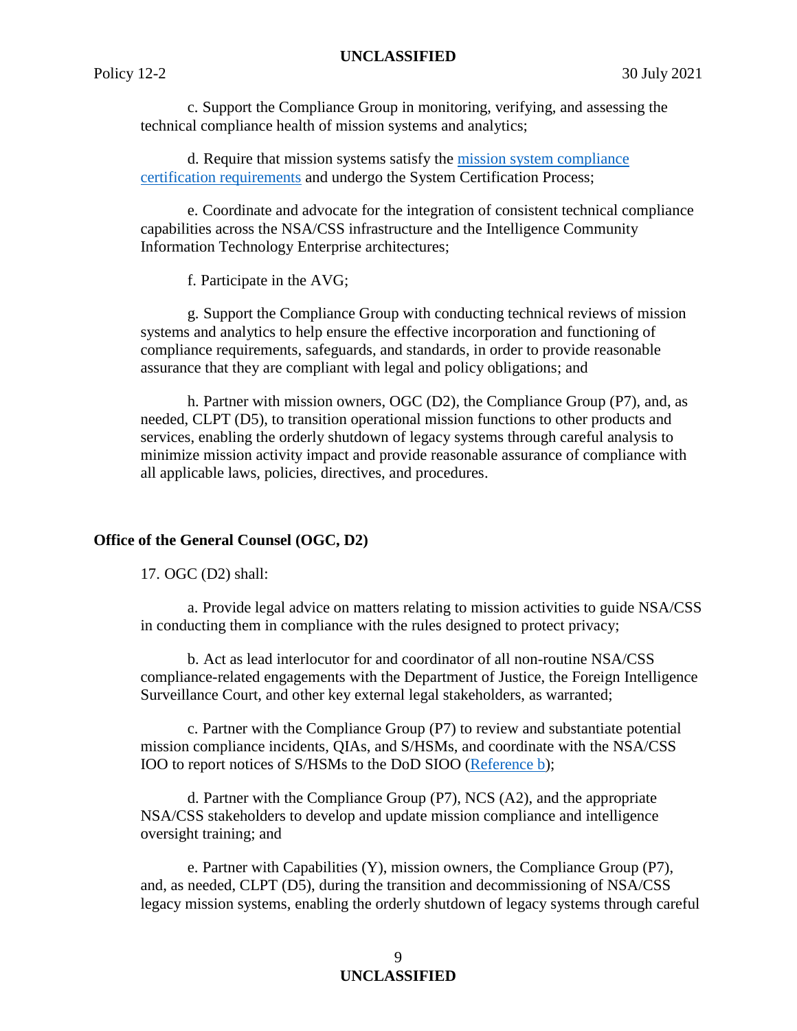c. Support the Compliance Group in monitoring, verifying, and assessing the technical compliance health of mission systems and analytics;

d. Require that mission systems satisfy the [mission system compliance certification requirements]() and undergo the System Certification Process;

e. Coordinate and advocate for the integration of consistent technical compliance capabilities across the NSA/CSS infrastructure and the Intelligence Community Information Technology Enterprise architectures;

f. Participate in the AVG;

g. Support the Compliance Group with conducting technical reviews of mission systems and analytics to help ensure the effective incorporation and functioning of compliance requirements, safeguards, and standards, in order to provide reasonable assurance that they are compliant with legal and policy obligations; and

h. Partner with mission owners, OGC (D2), the Compliance Group (P7), and, as needed, CLPT (D5), to transition operational mission functions to other products and services, enabling the orderly shutdown of legacy systems through careful analysis to minimize mission activity impact and provide reasonable assurance of compliance with all applicable laws, policies, directives, and procedures.

**Office of the General Counsel (OGC, D2)**

17. OGC (D2) shall:

a. Provide legal advice on matters relating to mission activities to guide NSA/CSS in conducting them in compliance with the rules designed to protect privacy;

b. Act as lead interlocutor for and coordinator of all non-routine NSA/CSS compliance-related engagements with the Department of Justice, the Foreign Intelligence Surveillance Court, and other key external legal stakeholders, as warranted;

c. Partner with the Compliance Group (P7) to review and substantiate potential mission compliance incidents, QIAs, and S/HSMs, and coordinate with the NSA/CSS IOO to report notices of S/HSMs to the DoD SIOO ([Reference b]());

d. Partner with the Compliance Group (P7), NCS (A2), and the appropriate NSA/CSS stakeholders to develop and update mission compliance and intelligence oversight training; and

e. Partner with Capabilities (Y), mission owners, the Compliance Group (P7), and, as needed, CLPT (D5), during the transition and decommissioning of NSA/CSS legacy mission systems, enabling the orderly shutdown of legacy systems through careful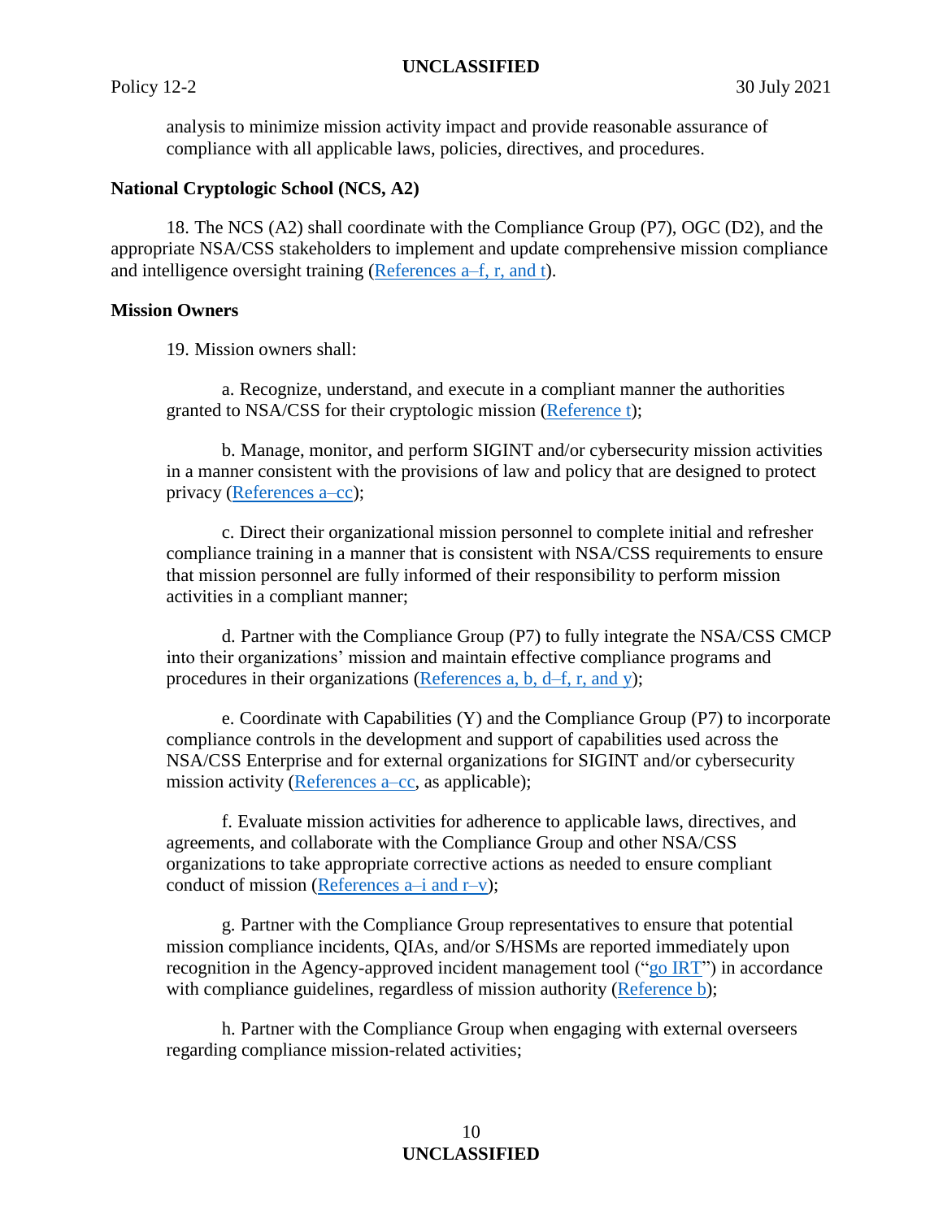analysis to minimize mission activity impact and provide reasonable assurance of compliance with all applicable laws, policies, directives, and procedures.

**National Cryptologic School (NCS, A2)**

18. The NCS (A2) shall coordinate with the Compliance Group (P7), OGC (D2), and the appropriate NSA/CSS stakeholders to implement and update comprehensive mission compliance and intelligence oversight training (References a–f, r, and t).

**Mission Owners**

19. Mission owners shall:

a. Recognize, understand, and execute in a compliant manner the authorities granted to NSA/CSS for their cryptologic mission (Reference t);

b. Manage, monitor, and perform SIGINT and/or cybersecurity mission activities in a manner consistent with the provisions of law and policy that are designed to protect privacy (References a–cc);

c. Direct their organizational mission personnel to complete initial and refresher compliance training in a manner that is consistent with NSA/CSS requirements to ensure that mission personnel are fully informed of their responsibility to perform mission activities in a compliant manner;

d. Partner with the Compliance Group (P7) to fully integrate the NSA/CSS CMCP into their organizations' mission and maintain effective compliance programs and procedures in their organizations (References a, b, d–f, r, and y);

e. Coordinate with Capabilities (Y) and the Compliance Group (P7) to incorporate compliance controls in the development and support of capabilities used across the NSA/CSS Enterprise and for external organizations for SIGINT and/or cybersecurity mission activity (References a–cc, as applicable);

f. Evaluate mission activities for adherence to applicable laws, directives, and agreements, and collaborate with the Compliance Group and other NSA/CSS organizations to take appropriate corrective actions as needed to ensure compliant conduct of mission (References a–i and r–v);

g. Partner with the Compliance Group representatives to ensure that potential mission compliance incidents, QIAs, and/or S/HSMs are reported immediately upon recognition in the Agency-approved incident management tool ("go IRT") in accordance with compliance guidelines, regardless of mission authority (Reference b);

h. Partner with the Compliance Group when engaging with external overseers regarding compliance mission-related activities;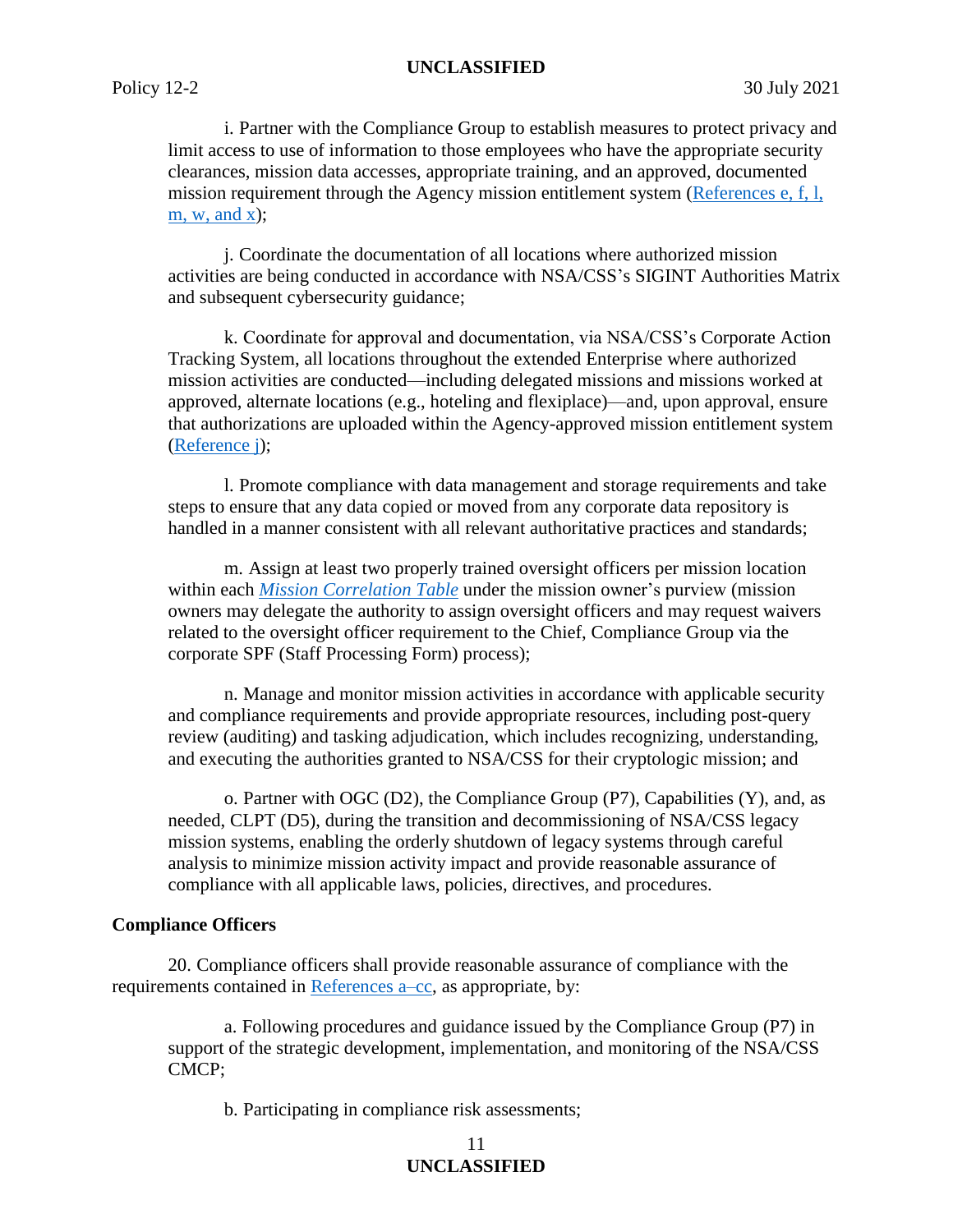i. Partner with the Compliance Group to establish measures to protect privacy and limit access to use of information to those employees who have the appropriate security clearances, mission data accesses, appropriate training, and an approved, documented mission requirement through the Agency mission entitlement system (References e, f, l, m, w, and x);

j. Coordinate the documentation of all locations where authorized mission activities are being conducted in accordance with NSA/CSS's SIGINT Authorities Matrix and subsequent cybersecurity guidance;

k. Coordinate for approval and documentation, via NSA/CSS's Corporate Action Tracking System, all locations throughout the extended Enterprise where authorized mission activities are conducted—including delegated missions and missions worked at approved, alternate locations (e.g., hoteling and flexiplace)—and, upon approval, ensure that authorizations are uploaded within the Agency-approved mission entitlement system (Reference j);

l. Promote compliance with data management and storage requirements and take steps to ensure that any data copied or moved from any corporate data repository is handled in a manner consistent with all relevant authoritative practices and standards;

m. Assign at least two properly trained oversight officers per mission location within each *Mission Correlation Table* under the mission owner's purview (mission owners may delegate the authority to assign oversight officers and may request waivers related to the oversight officer requirement to the Chief, Compliance Group via the corporate SPF (Staff Processing Form) process);

n. Manage and monitor mission activities in accordance with applicable security and compliance requirements and provide appropriate resources, including post-query review (auditing) and tasking adjudication, which includes recognizing, understanding, and executing the authorities granted to NSA/CSS for their cryptologic mission; and

o. Partner with OGC (D2), the Compliance Group (P7), Capabilities (Y), and, as needed, CLPT (D5), during the transition and decommissioning of NSA/CSS legacy mission systems, enabling the orderly shutdown of legacy systems through careful analysis to minimize mission activity impact and provide reasonable assurance of compliance with all applicable laws, policies, directives, and procedures.

**Compliance Officers**

20. Compliance officers shall provide reasonable assurance of compliance with the requirements contained in References a–cc, as appropriate, by:

a. Following procedures and guidance issued by the Compliance Group (P7) in support of the strategic development, implementation, and monitoring of the NSA/CSS CMCP;

b. Participating in compliance risk assessments;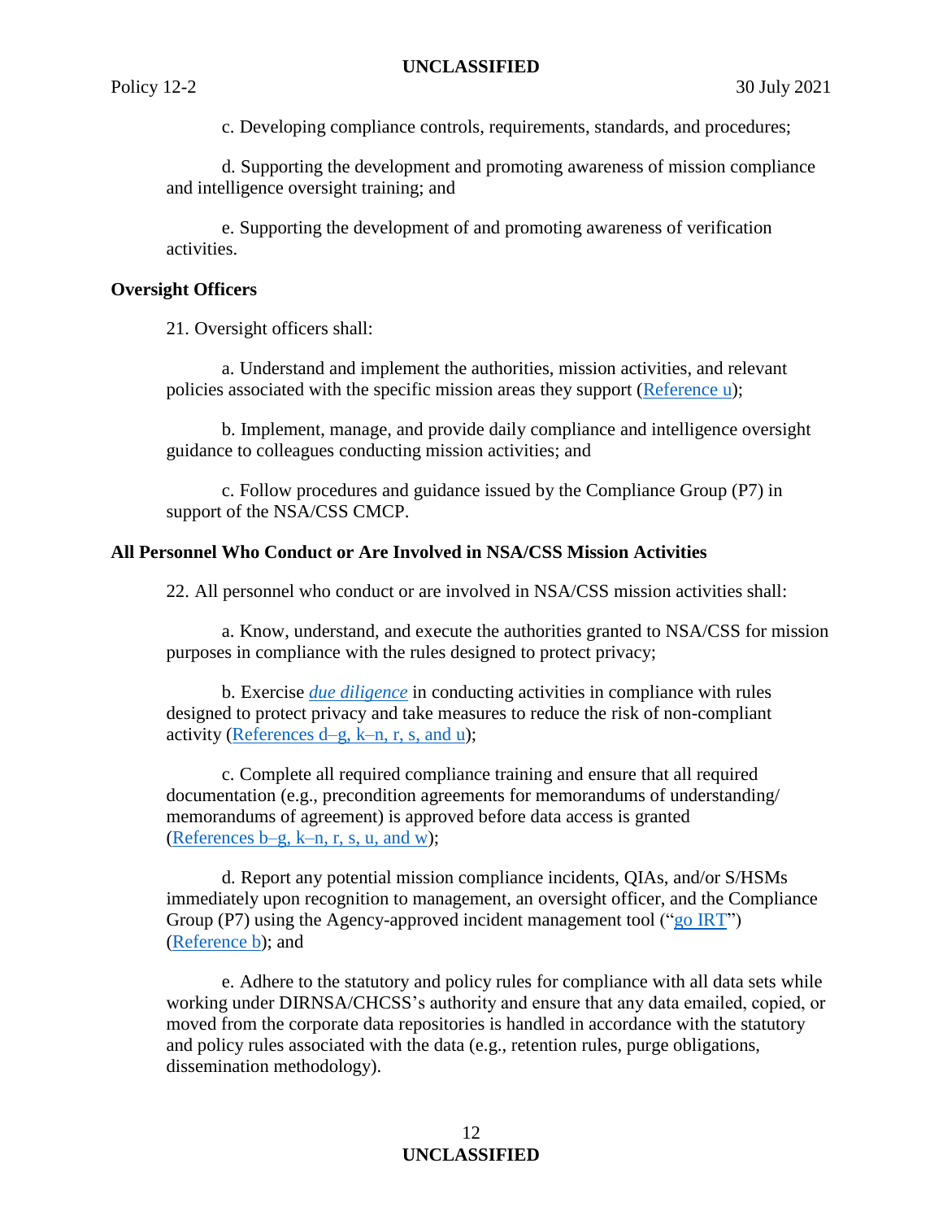c. Developing compliance controls, requirements, standards, and procedures;

d. Supporting the development and promoting awareness of mission compliance and intelligence oversight training; and

e. Supporting the development of and promoting awareness of verification activities.

**Oversight Officers**

21. Oversight officers shall:

a. Understand and implement the authorities, mission activities, and relevant policies associated with the specific mission areas they support (Reference u);

b. Implement, manage, and provide daily compliance and intelligence oversight guidance to colleagues conducting mission activities; and

c. Follow procedures and guidance issued by the Compliance Group (P7) in support of the NSA/CSS CMCP.

**All Personnel Who Conduct or Are Involved in NSA/CSS Mission Activities**

22. All personnel who conduct or are involved in NSA/CSS mission activities shall:

a. Know, understand, and execute the authorities granted to NSA/CSS for mission purposes in compliance with the rules designed to protect privacy;

b. Exercise *due diligence* in conducting activities in compliance with rules designed to protect privacy and take measures to reduce the risk of non-compliant activity (References d–g, k–n, r, s, and u);

c. Complete all required compliance training and ensure that all required documentation (e.g., precondition agreements for memorandums of understanding/ memorandums of agreement) is approved before data access is granted (References b–g, k–n, r, s, u, and w);

d. Report any potential mission compliance incidents, QIAs, and/or S/HSMs immediately upon recognition to management, an oversight officer, and the Compliance Group (P7) using the Agency-approved incident management tool ("go IRT") (Reference b); and

e. Adhere to the statutory and policy rules for compliance with all data sets while working under DIRNSA/CHCSS's authority and ensure that any data emailed, copied, or moved from the corporate data repositories is handled in accordance with the statutory and policy rules associated with the data (e.g., retention rules, purge obligations, dissemination methodology).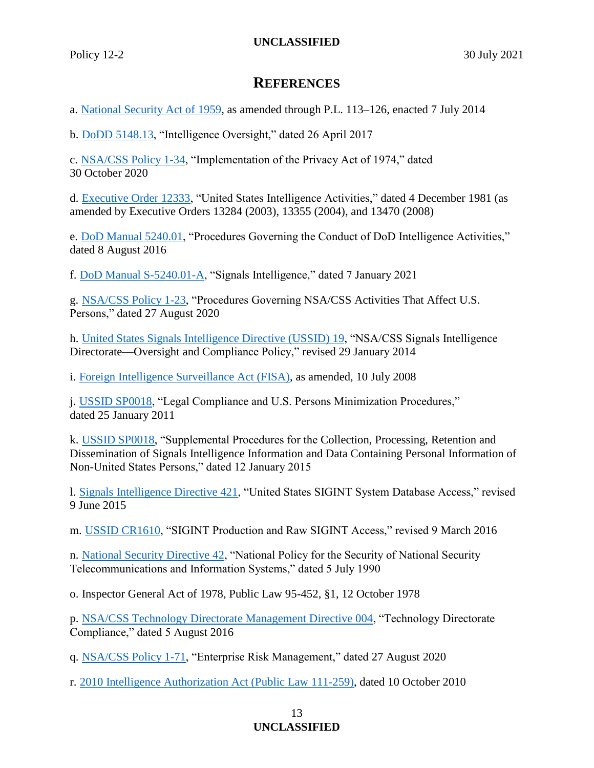## REFERENCES

a. National Security Act of 1959, as amended through P.L. 113–126, enacted 7 July 2014

b. DoDD 5148.13, "Intelligence Oversight," dated 26 April 2017

c. NSA/CSS Policy 1-34, "Implementation of the Privacy Act of 1974," dated 30 October 2020

d. Executive Order 12333, "United States Intelligence Activities," dated 4 December 1981 (as amended by Executive Orders 13284 (2003), 13355 (2004), and 13470 (2008)

e. DoD Manual 5240.01, "Procedures Governing the Conduct of DoD Intelligence Activities," dated 8 August 2016

f. DoD Manual S-5240.01-A, "Signals Intelligence," dated 7 January 2021

g. NSA/CSS Policy 1-23, "Procedures Governing NSA/CSS Activities That Affect U.S. Persons," dated 27 August 2020

h. United States Signals Intelligence Directive (USSID) 19, "NSA/CSS Signals Intelligence Directorate—Oversight and Compliance Policy," revised 29 January 2014

i. Foreign Intelligence Surveillance Act (FISA), as amended, 10 July 2008

j. USSID SP0018, "Legal Compliance and U.S. Persons Minimization Procedures," dated 25 January 2011

k. USSID SP0018, "Supplemental Procedures for the Collection, Processing, Retention and Dissemination of Signals Intelligence Information and Data Containing Personal Information of Non-United States Persons," dated 12 January 2015

l. Signals Intelligence Directive 421, "United States SIGINT System Database Access," revised 9 June 2015

m. USSID CR1610, "SIGINT Production and Raw SIGINT Access," revised 9 March 2016

n. National Security Directive 42, "National Policy for the Security of National Security Telecommunications and Information Systems," dated 5 July 1990

o. Inspector General Act of 1978, Public Law 95-452, §1, 12 October 1978

p. NSA/CSS Technology Directorate Management Directive 004, "Technology Directorate Compliance," dated 5 August 2016

q. NSA/CSS Policy 1-71, "Enterprise Risk Management," dated 27 August 2020

r. 2010 Intelligence Authorization Act (Public Law 111-259), dated 10 October 2010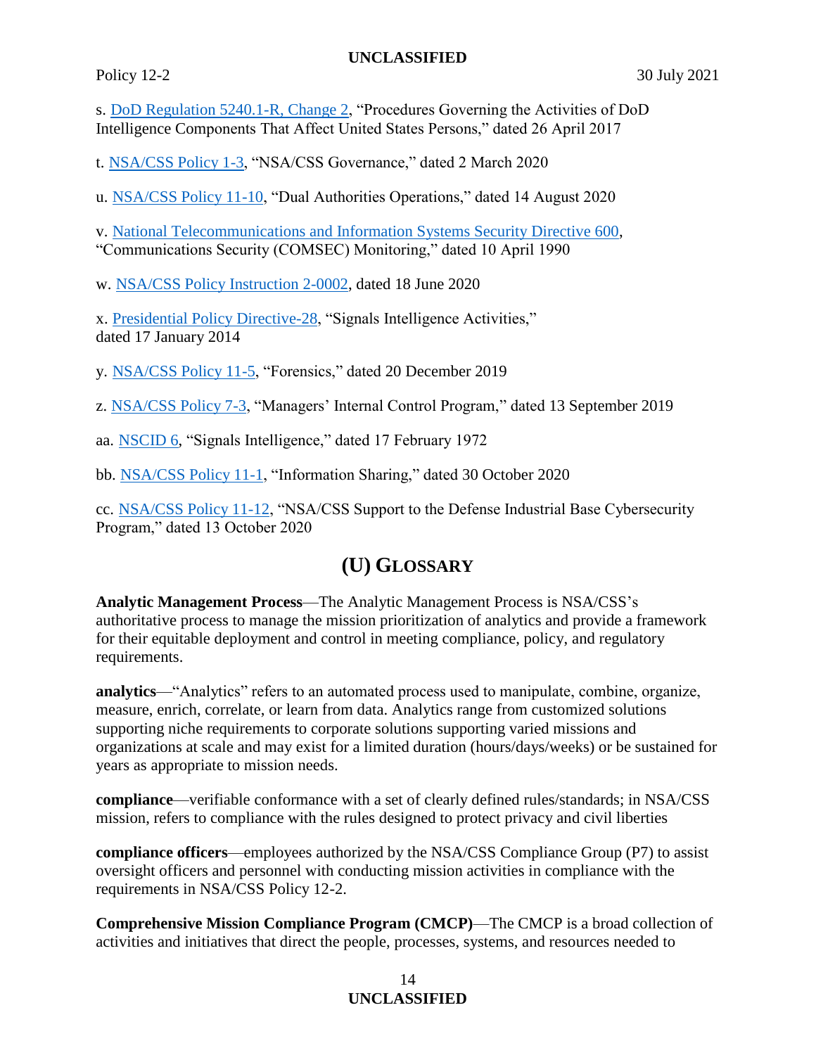s. [DoD Regulation 5240.1-R, Change 2](), "Procedures Governing the Activities of DoD Intelligence Components That Affect United States Persons," dated 26 April 2017

t. NSA/CSS Policy 1-3, "NSA/CSS Governance," dated 2 March 2020

u. NSA/CSS Policy 11-10, "Dual Authorities Operations," dated 14 August 2020

v. National Telecommunications and Information Systems Security Directive 600, "Communications Security (COMSEC) Monitoring," dated 10 April 1990

w. NSA/CSS Policy Instruction 2-0002, dated 18 June 2020

x. Presidential Policy Directive-28, "Signals Intelligence Activities," dated 17 January 2014

y. NSA/CSS Policy 11-5, "Forensics," dated 20 December 2019

z. NSA/CSS Policy 7-3, "Managers' Internal Control Program," dated 13 September 2019

aa. NSCID 6, "Signals Intelligence," dated 17 February 1972

bb. NSA/CSS Policy 11-1, "Information Sharing," dated 30 October 2020

cc. NSA/CSS Policy 11-12, "NSA/CSS Support to the Defense Industrial Base Cybersecurity Program," dated 13 October 2020

## (U) Glossary

**Analytic Management Process**—The Analytic Management Process is NSA/CSS's authoritative process to manage the mission prioritization of analytics and provide a framework for their equitable deployment and control in meeting compliance, policy, and regulatory requirements.

**analytics**—"Analytics" refers to an automated process used to manipulate, combine, organize, measure, enrich, correlate, or learn from data. Analytics range from customized solutions supporting niche requirements to corporate solutions supporting varied missions and organizations at scale and may exist for a limited duration (hours/days/weeks) or be sustained for years as appropriate to mission needs.

**compliance**—verifiable conformance with a set of clearly defined rules/standards; in NSA/CSS mission, refers to compliance with the rules designed to protect privacy and civil liberties

**compliance officers**—employees authorized by the NSA/CSS Compliance Group (P7) to assist oversight officers and personnel with conducting mission activities in compliance with the requirements in NSA/CSS Policy 12-2.

**Comprehensive Mission Compliance Program (CMCP)**—The CMCP is a broad collection of activities and initiatives that direct the people, processes, systems, and resources needed to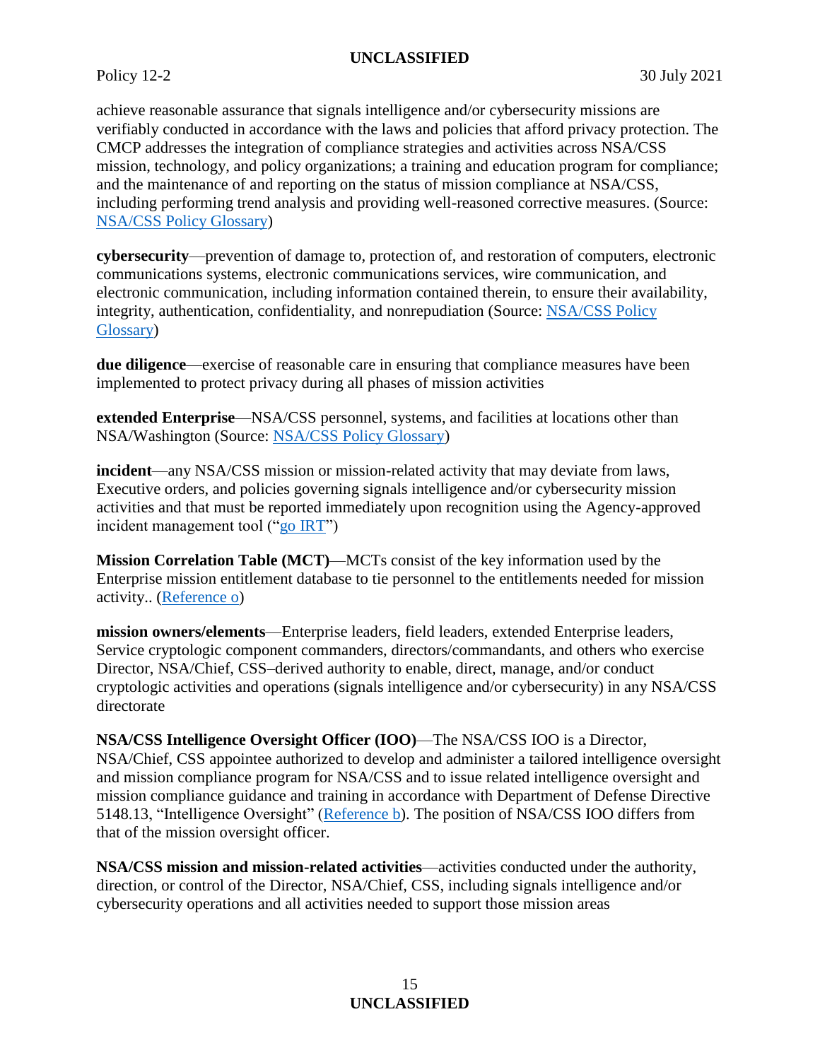achieve reasonable assurance that signals intelligence and/or cybersecurity missions are verifiably conducted in accordance with the laws and policies that afford privacy protection. The CMCP addresses the integration of compliance strategies and activities across NSA/CSS mission, technology, and policy organizations; a training and education program for compliance; and the maintenance of and reporting on the status of mission compliance at NSA/CSS, including performing trend analysis and providing well-reasoned corrective measures. (Source: NSA/CSS Policy Glossary)

**cybersecurity**—prevention of damage to, protection of, and restoration of computers, electronic communications systems, electronic communications services, wire communication, and electronic communication, including information contained therein, to ensure their availability, integrity, authentication, confidentiality, and nonrepudiation (Source: NSA/CSS Policy Glossary)

**due diligence**—exercise of reasonable care in ensuring that compliance measures have been implemented to protect privacy during all phases of mission activities

**extended Enterprise**—NSA/CSS personnel, systems, and facilities at locations other than NSA/Washington (Source: NSA/CSS Policy Glossary)

**incident**—any NSA/CSS mission or mission-related activity that may deviate from laws, Executive orders, and policies governing signals intelligence and/or cybersecurity mission activities and that must be reported immediately upon recognition using the Agency-approved incident management tool ("go IRT")

**Mission Correlation Table (MCT)**—MCTs consist of the key information used by the Enterprise mission entitlement database to tie personnel to the entitlements needed for mission activity.. (Reference o)

**mission owners/elements**—Enterprise leaders, field leaders, extended Enterprise leaders, Service cryptologic component commanders, directors/commandants, and others who exercise Director, NSA/Chief, CSS–derived authority to enable, direct, manage, and/or conduct cryptologic activities and operations (signals intelligence and/or cybersecurity) in any NSA/CSS directorate

**NSA/CSS Intelligence Oversight Officer (IOO)**—The NSA/CSS IOO is a Director, NSA/Chief, CSS appointee authorized to develop and administer a tailored intelligence oversight and mission compliance program for NSA/CSS and to issue related intelligence oversight and mission compliance guidance and training in accordance with Department of Defense Directive 5148.13, "Intelligence Oversight" (Reference b). The position of NSA/CSS IOO differs from that of the mission oversight officer.

**NSA/CSS mission and mission-related activities**—activities conducted under the authority, direction, or control of the Director, NSA/Chief, CSS, including signals intelligence and/or cybersecurity operations and all activities needed to support those mission areas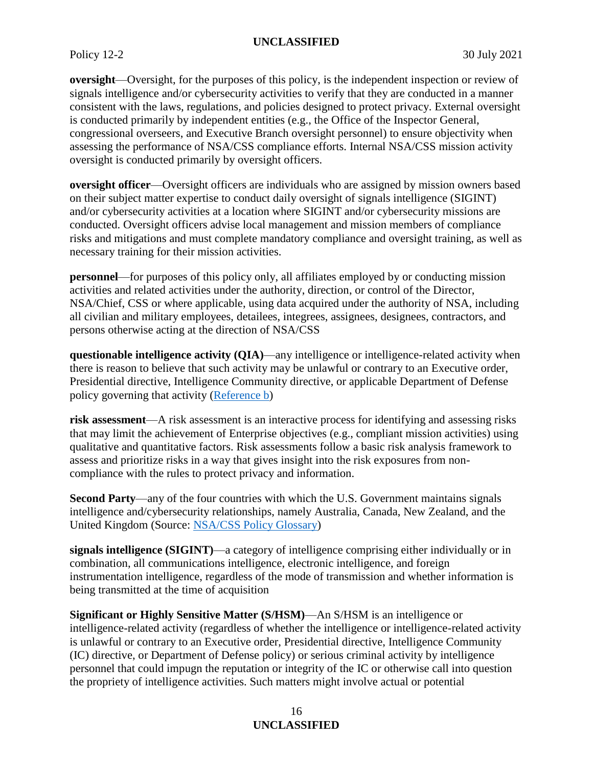**oversight**—Oversight, for the purposes of this policy, is the independent inspection or review of signals intelligence and/or cybersecurity activities to verify that they are conducted in a manner consistent with the laws, regulations, and policies designed to protect privacy. External oversight is conducted primarily by independent entities (e.g., the Office of the Inspector General, congressional overseers, and Executive Branch oversight personnel) to ensure objectivity when assessing the performance of NSA/CSS compliance efforts. Internal NSA/CSS mission activity oversight is conducted primarily by oversight officers.

**oversight officer**—Oversight officers are individuals who are assigned by mission owners based on their subject matter expertise to conduct daily oversight of signals intelligence (SIGINT) and/or cybersecurity activities at a location where SIGINT and/or cybersecurity missions are conducted. Oversight officers advise local management and mission members of compliance risks and mitigations and must complete mandatory compliance and oversight training, as well as necessary training for their mission activities.

**personnel**—for purposes of this policy only, all affiliates employed by or conducting mission activities and related activities under the authority, direction, or control of the Director, NSA/Chief, CSS or where applicable, using data acquired under the authority of NSA, including all civilian and military employees, detailees, integrees, assignees, designees, contractors, and persons otherwise acting at the direction of NSA/CSS

**questionable intelligence activity (QIA)**—any intelligence or intelligence-related activity when there is reason to believe that such activity may be unlawful or contrary to an Executive order, Presidential directive, Intelligence Community directive, or applicable Department of Defense policy governing that activity (Reference b)

**risk assessment**—A risk assessment is an interactive process for identifying and assessing risks that may limit the achievement of Enterprise objectives (e.g., compliant mission activities) using qualitative and quantitative factors. Risk assessments follow a basic risk analysis framework to assess and prioritize risks in a way that gives insight into the risk exposures from non-compliance with the rules to protect privacy and information.

**Second Party**—any of the four countries with which the U.S. Government maintains signals intelligence and/cybersecurity relationships, namely Australia, Canada, New Zealand, and the United Kingdom (Source: NSA/CSS Policy Glossary)

**signals intelligence (SIGINT)**—a category of intelligence comprising either individually or in combination, all communications intelligence, electronic intelligence, and foreign instrumentation intelligence, regardless of the mode of transmission and whether information is being transmitted at the time of acquisition

**Significant or Highly Sensitive Matter (S/HSM)**—An S/HSM is an intelligence or intelligence-related activity (regardless of whether the intelligence or intelligence-related activity is unlawful or contrary to an Executive order, Presidential directive, Intelligence Community (IC) directive, or Department of Defense policy) or serious criminal activity by intelligence personnel that could impugn the reputation or integrity of the IC or otherwise call into question the propriety of intelligence activities. Such matters might involve actual or potential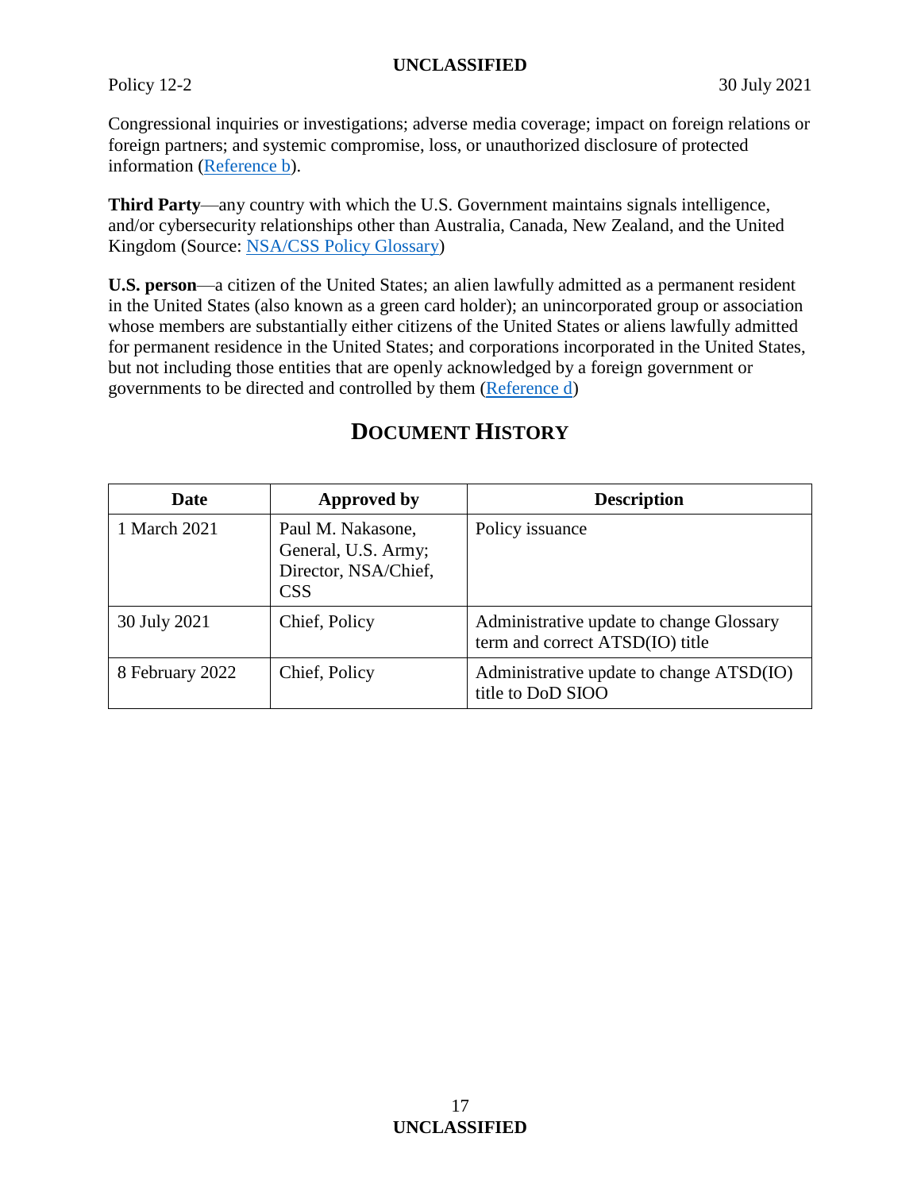Congressional inquiries or investigations; adverse media coverage; impact on foreign relations or foreign partners; and systemic compromise, loss, or unauthorized disclosure of protected information (Reference b).

**Third Party**—any country with which the U.S. Government maintains signals intelligence, and/or cybersecurity relationships other than Australia, Canada, New Zealand, and the United Kingdom (Source: NSA/CSS Policy Glossary)

**U.S. person**—a citizen of the United States; an alien lawfully admitted as a permanent resident in the United States (also known as a green card holder); an unincorporated group or association whose members are substantially either citizens of the United States or aliens lawfully admitted for permanent residence in the United States; and corporations incorporated in the United States, but not including those entities that are openly acknowledged by a foreign government or governments to be directed and controlled by them (Reference d)

# DOCUMENT HISTORY

| Date | Approved by | Description |
|---|---|---|
| 1 March 2021 | Paul M. Nakasone, General, U.S. Army; Director, NSA/Chief, CSS | Policy issuance |
| 30 July 2021 | Chief, Policy | Administrative update to change Glossary term and correct ATSD(IO) title |
| 8 February 2022 | Chief, Policy | Administrative update to change ATSD(IO) title to DoD SIOO |